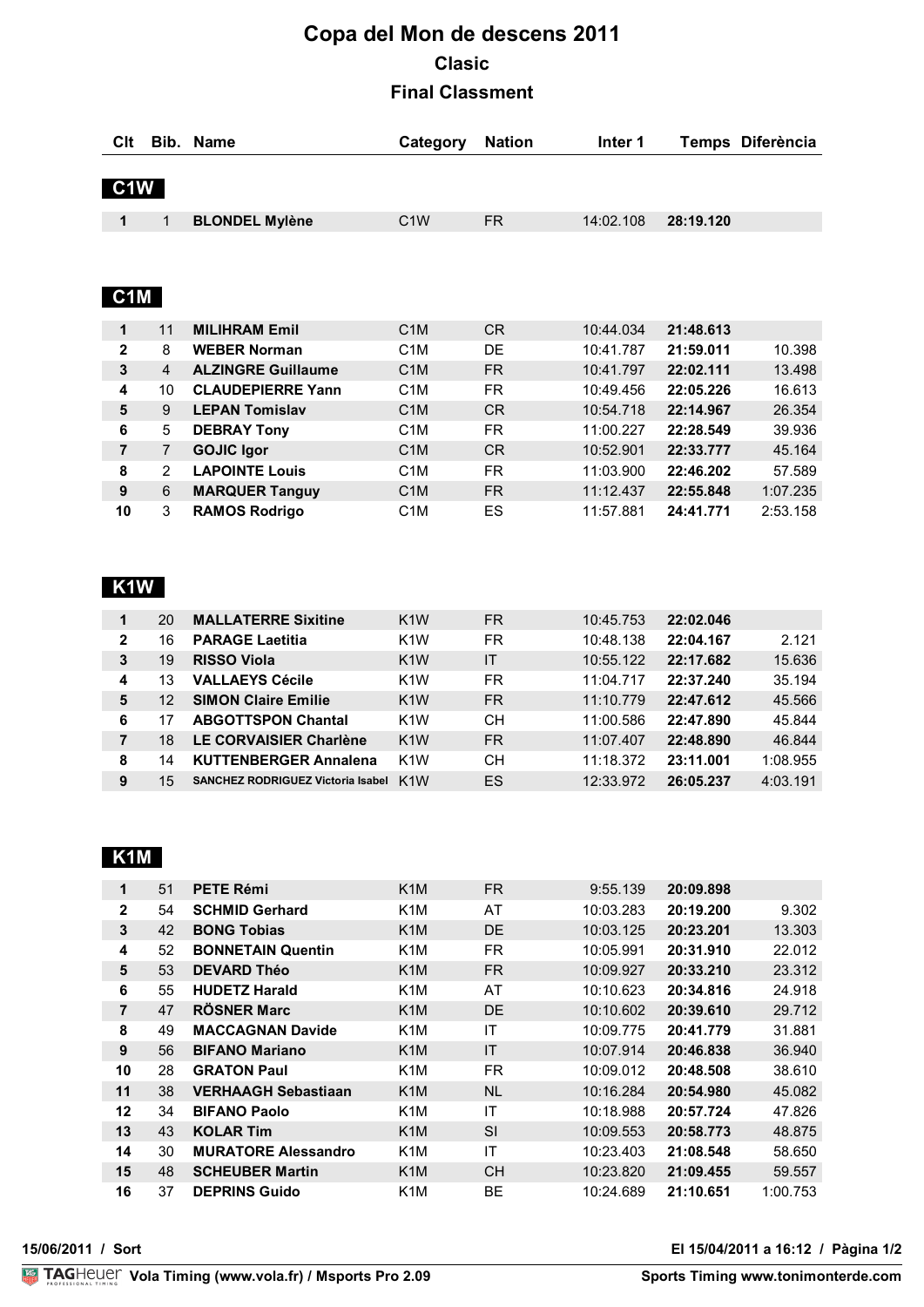# Copa del Mon de descens 2011

## Clasic

## Final Classment

### C1W

| Clt | Bib. | Name | Category | Nation | Inter 1 | Temps | Diferència |
|---|---|---|---|---|---|---|---|
| 1 | 1 | **BLONDEL Mylène** | C1W | FR | 14:02.108 | **28:19.120** | |

### C1M

| Clt | Bib. | Name | Category | Nation | Inter 1 | Temps | Diferència |
|---|---|---|---|---|---|---|---|
| 1 | 11 | **MILIHRAM Emil** | C1M | CR | 10:44.034 | **21:48.613** | |
| 2 | 8 | **WEBER Norman** | C1M | DE | 10:41.787 | **21:59.011** | 10.398 |
| 3 | 4 | **ALZINGRE Guillaume** | C1M | FR | 10:41.797 | **22:02.111** | 13.498 |
| 4 | 10 | **CLAUDEPIERRE Yann** | C1M | FR | 10:49.456 | **22:05.226** | 16.613 |
| 5 | 9 | **LEPAN Tomislav** | C1M | CR | 10:54.718 | **22:14.967** | 26.354 |
| 6 | 5 | **DEBRAY Tony** | C1M | FR | 11:00.227 | **22:28.549** | 39.936 |
| 7 | 7 | **GOJIC Igor** | C1M | CR | 10:52.901 | **22:33.777** | 45.164 |
| 8 | 2 | **LAPOINTE Louis** | C1M | FR | 11:03.900 | **22:46.202** | 57.589 |
| 9 | 6 | **MARQUER Tanguy** | C1M | FR | 11:12.437 | **22:55.848** | 1:07.235 |
| 10 | 3 | **RAMOS Rodrigo** | C1M | ES | 11:57.881 | **24:41.771** | 2:53.158 |

### K1W

| Clt | Bib. | Name | Category | Nation | Inter 1 | Temps | Diferència |
|---|---|---|---|---|---|---|---|
| 1 | 20 | **MALLATERRE Sixitine** | K1W | FR | 10:45.753 | **22:02.046** | |
| 2 | 16 | **PARAGE Laetitia** | K1W | FR | 10:48.138 | **22:04.167** | 2.121 |
| 3 | 19 | **RISSO Viola** | K1W | IT | 10:55.122 | **22:17.682** | 15.636 |
| 4 | 13 | **VALLAEYS Cécile** | K1W | FR | 11:04.717 | **22:37.240** | 35.194 |
| 5 | 12 | **SIMON Claire Emilie** | K1W | FR | 11:10.779 | **22:47.612** | 45.566 |
| 6 | 17 | **ABGOTTSPON Chantal** | K1W | CH | 11:00.586 | **22:47.890** | 45.844 |
| 7 | 18 | **LE CORVAISIER Charlène** | K1W | FR | 11:07.407 | **22:48.890** | 46.844 |
| 8 | 14 | **KUTTENBERGER Annalena** | K1W | CH | 11:18.372 | **23:11.001** | 1:08.955 |
| 9 | 15 | **SANCHEZ RODRIGUEZ Victoria Isabel** | K1W | ES | 12:33.972 | **26:05.237** | 4:03.191 |

### K1M

| Clt | Bib. | Name | Category | Nation | Inter 1 | Temps | Diferència |
|---|---|---|---|---|---|---|---|
| 1 | 51 | **PETE Rémi** | K1M | FR | 9:55.139 | **20:09.898** | |
| 2 | 54 | **SCHMID Gerhard** | K1M | AT | 10:03.283 | **20:19.200** | 9.302 |
| 3 | 42 | **BONG Tobias** | K1M | DE | 10:03.125 | **20:23.201** | 13.303 |
| 4 | 52 | **BONNETAIN Quentin** | K1M | FR | 10:05.991 | **20:31.910** | 22.012 |
| 5 | 53 | **DEVARD Théo** | K1M | FR | 10:09.927 | **20:33.210** | 23.312 |
| 6 | 55 | **HUDETZ Harald** | K1M | AT | 10:10.623 | **20:34.816** | 24.918 |
| 7 | 47 | **RÖSNER Marc** | K1M | DE | 10:10.602 | **20:39.610** | 29.712 |
| 8 | 49 | **MACCAGNAN Davide** | K1M | IT | 10:09.775 | **20:41.779** | 31.881 |
| 9 | 56 | **BIFANO Mariano** | K1M | IT | 10:07.914 | **20:46.838** | 36.940 |
| 10 | 28 | **GRATON Paul** | K1M | FR | 10:09.012 | **20:48.508** | 38.610 |
| 11 | 38 | **VERHAAGH Sebastiaan** | K1M | NL | 10:16.284 | **20:54.980** | 45.082 |
| 12 | 34 | **BIFANO Paolo** | K1M | IT | 10:18.988 | **20:57.724** | 47.826 |
| 13 | 43 | **KOLAR Tim** | K1M | SI | 10:09.553 | **20:58.773** | 48.875 |
| 14 | 30 | **MURATORE Alessandro** | K1M | IT | 10:23.403 | **21:08.548** | 58.650 |
| 15 | 48 | **SCHEUBER Martin** | K1M | CH | 10:23.820 | **21:09.455** | 59.557 |
| 16 | 37 | **DEPRINS Guido** | K1M | BE | 10:24.689 | **21:10.651** | 1:00.753 |

15/06/2011 / Sort — El 15/04/2011 a 16:12

TAGHeuer Vola Timing (www.vola.fr) / Msports Pro 2.09 — Sports Timing www.tonimonterde.com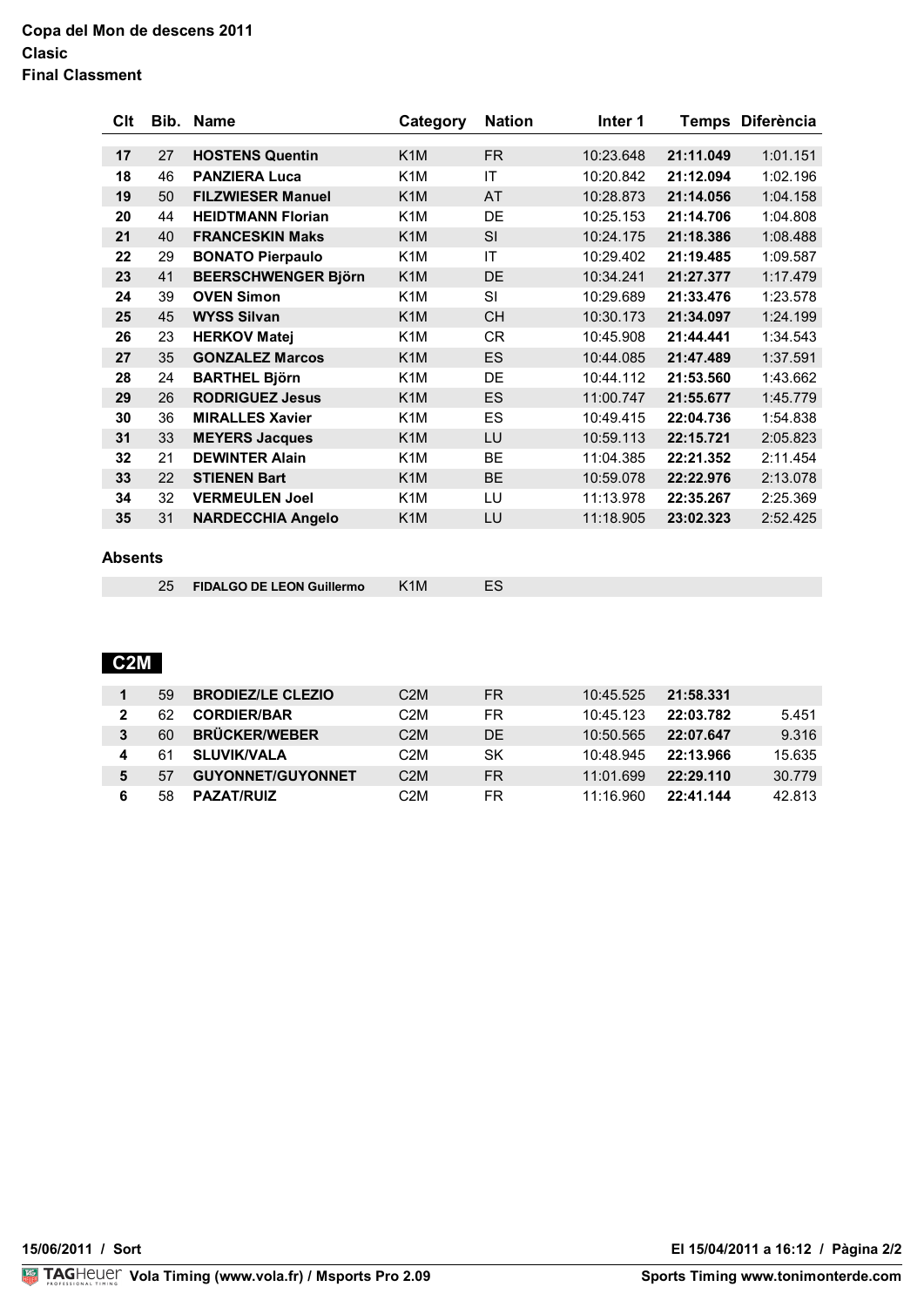**Copa del Mon de descens 2011**
**Clasic**
**Final Classment**

| Clt | Bib. | Name | Category | Nation | Inter 1 | Temps | Diferència |
|---|---|---|---|---|---|---|---|
| 17 | 27 | **HOSTENS Quentin** | K1M | FR | 10:23.648 | **21:11.049** | 1:01.151 |
| 18 | 46 | **PANZIERA Luca** | K1M | IT | 10:20.842 | **21:12.094** | 1:02.196 |
| 19 | 50 | **FILZWIESER Manuel** | K1M | AT | 10:28.873 | **21:14.056** | 1:04.158 |
| 20 | 44 | **HEIDTMANN Florian** | K1M | DE | 10:25.153 | **21:14.706** | 1:04.808 |
| 21 | 40 | **FRANCESKIN Maks** | K1M | SI | 10:24.175 | **21:18.386** | 1:08.488 |
| 22 | 29 | **BONATO Pierpaulo** | K1M | IT | 10:29.402 | **21:19.485** | 1:09.587 |
| 23 | 41 | **BEERSCHWENGER Björn** | K1M | DE | 10:34.241 | **21:27.377** | 1:17.479 |
| 24 | 39 | **OVEN Simon** | K1M | SI | 10:29.689 | **21:33.476** | 1:23.578 |
| 25 | 45 | **WYSS Silvan** | K1M | CH | 10:30.173 | **21:34.097** | 1:24.199 |
| 26 | 23 | **HERKOV Matej** | K1M | CR | 10:45.908 | **21:44.441** | 1:34.543 |
| 27 | 35 | **GONZALEZ Marcos** | K1M | ES | 10:44.085 | **21:47.489** | 1:37.591 |
| 28 | 24 | **BARTHEL Björn** | K1M | DE | 10:44.112 | **21:53.560** | 1:43.662 |
| 29 | 26 | **RODRIGUEZ Jesus** | K1M | ES | 11:00.747 | **21:55.677** | 1:45.779 |
| 30 | 36 | **MIRALLES Xavier** | K1M | ES | 10:49.415 | **22:04.736** | 1:54.838 |
| 31 | 33 | **MEYERS Jacques** | K1M | LU | 10:59.113 | **22:15.721** | 2:05.823 |
| 32 | 21 | **DEWINTER Alain** | K1M | BE | 11:04.385 | **22:21.352** | 2:11.454 |
| 33 | 22 | **STIENEN Bart** | K1M | BE | 10:59.078 | **22:22.976** | 2:13.078 |
| 34 | 32 | **VERMEULEN Joel** | K1M | LU | 11:13.978 | **22:35.267** | 2:25.369 |
| 35 | 31 | **NARDECCHIA Angelo** | K1M | LU | 11:18.905 | **23:02.323** | 2:52.425 |

**Absents**

| | | | | |
|---|---|---|---|---|
| | 25 | **FIDALGO DE LEON Guillermo** | K1M | ES |

## C2M

| | | | | | | | |
|---|---|---|---|---|---|---|---|
| 1 | 59 | **BRODIEZ/LE CLEZIO** | C2M | FR | 10:45.525 | **21:58.331** | |
| 2 | 62 | **CORDIER/BAR** | C2M | FR | 10:45.123 | **22:03.782** | 5.451 |
| 3 | 60 | **BRÜCKER/WEBER** | C2M | DE | 10:50.565 | **22:07.647** | 9.316 |
| 4 | 61 | **SLUVIK/VALA** | C2M | SK | 10:48.945 | **22:13.966** | 15.635 |
| 5 | 57 | **GUYONNET/GUYONNET** | C2M | FR | 11:01.699 | **22:29.110** | 30.779 |
| 6 | 58 | **PAZAT/RUIZ** | C2M | FR | 11:16.960 | **22:41.144** | 42.813 |

**15/06/2011 / Sort** **El 15/04/2011 a 16:12 / Pàgina 2/2**

**Vola Timing (www.vola.fr) / Msports Pro 2.09** **Sports Timing www.tonimonterde.com**